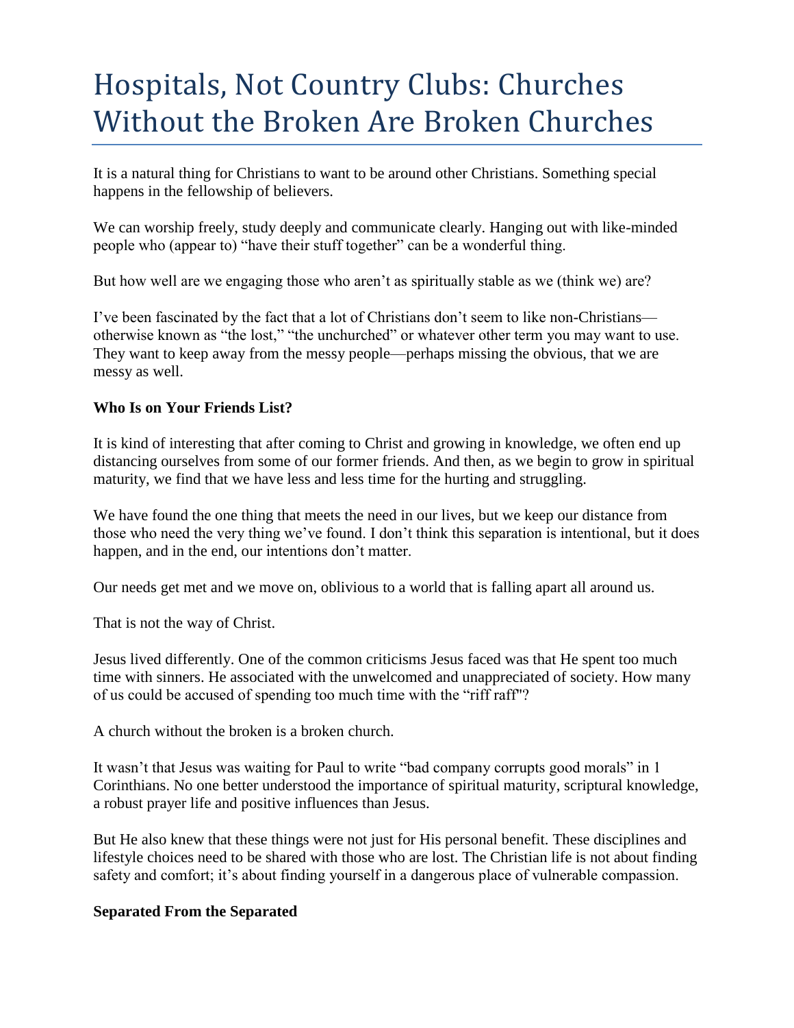# Hospitals, Not Country Clubs: Churches Without the Broken Are Broken Churches

It is a natural thing for Christians to want to be around other Christians. Something special happens in the fellowship of believers.

We can worship freely, study deeply and communicate clearly. Hanging out with like-minded people who (appear to) "have their stuff together" can be a wonderful thing.

But how well are we engaging those who aren't as spiritually stable as we (think we) are?

I've been fascinated by the fact that a lot of Christians don't seem to like non-Christians—otherwise known as "the lost," "the unchurched" or whatever other term you may want to use. They want to keep away from the messy people—perhaps missing the obvious, that we are messy as well.

**Who Is on Your Friends List?**

It is kind of interesting that after coming to Christ and growing in knowledge, we often end up distancing ourselves from some of our former friends. And then, as we begin to grow in spiritual maturity, we find that we have less and less time for the hurting and struggling.

We have found the one thing that meets the need in our lives, but we keep our distance from those who need the very thing we've found. I don't think this separation is intentional, but it does happen, and in the end, our intentions don't matter.

Our needs get met and we move on, oblivious to a world that is falling apart all around us.

That is not the way of Christ.

Jesus lived differently. One of the common criticisms Jesus faced was that He spent too much time with sinners. He associated with the unwelcomed and unappreciated of society. How many of us could be accused of spending too much time with the "riff raff"?

A church without the broken is a broken church.

It wasn't that Jesus was waiting for Paul to write "bad company corrupts good morals" in 1 Corinthians. No one better understood the importance of spiritual maturity, scriptural knowledge, a robust prayer life and positive influences than Jesus.

But He also knew that these things were not just for His personal benefit. These disciplines and lifestyle choices need to be shared with those who are lost. The Christian life is not about finding safety and comfort; it's about finding yourself in a dangerous place of vulnerable compassion.

**Separated From the Separated**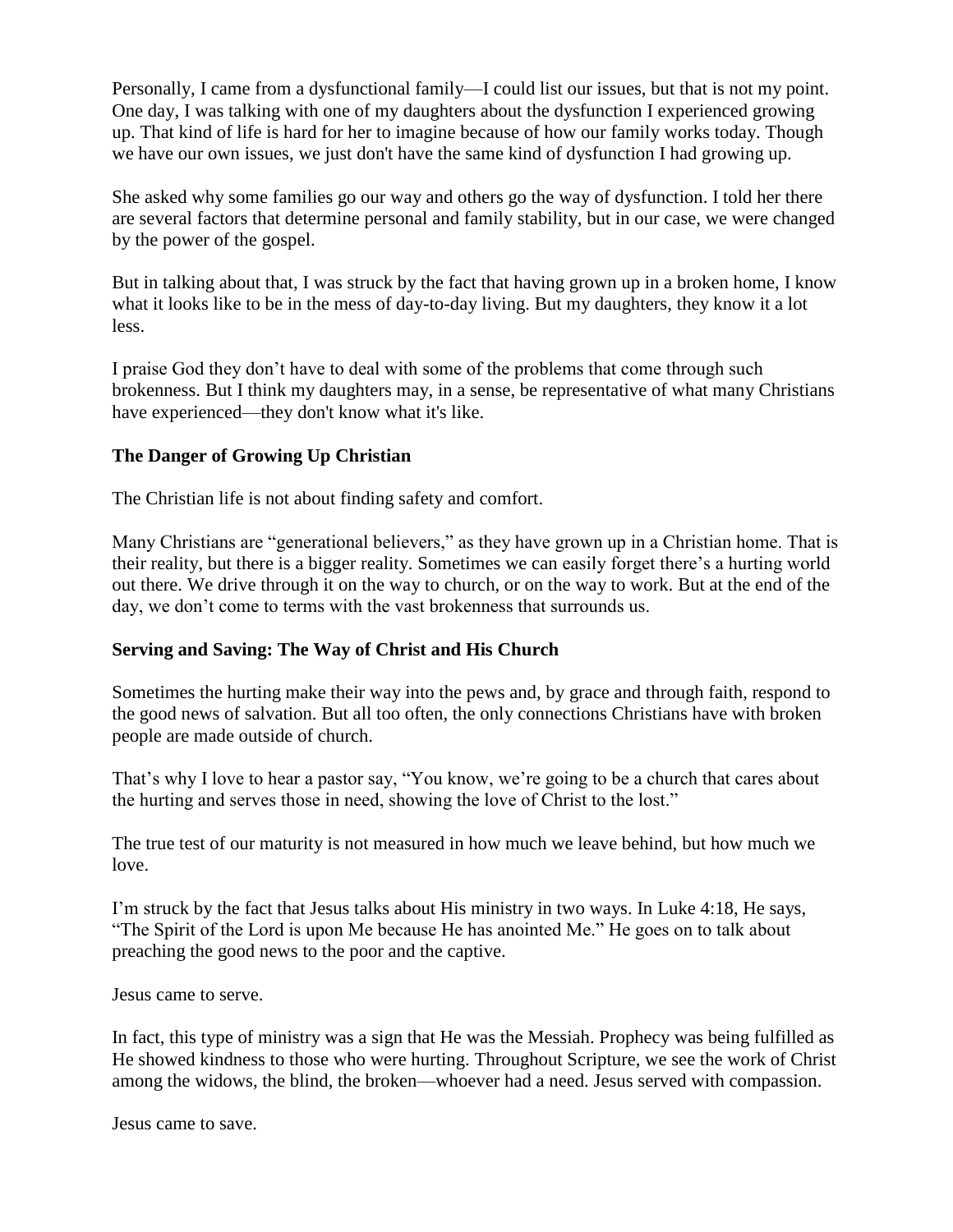Personally, I came from a dysfunctional family—I could list our issues, but that is not my point. One day, I was talking with one of my daughters about the dysfunction I experienced growing up. That kind of life is hard for her to imagine because of how our family works today. Though we have our own issues, we just don't have the same kind of dysfunction I had growing up.

She asked why some families go our way and others go the way of dysfunction. I told her there are several factors that determine personal and family stability, but in our case, we were changed by the power of the gospel.

But in talking about that, I was struck by the fact that having grown up in a broken home, I know what it looks like to be in the mess of day-to-day living. But my daughters, they know it a lot less.

I praise God they don't have to deal with some of the problems that come through such brokenness. But I think my daughters may, in a sense, be representative of what many Christians have experienced—they don't know what it's like.

**The Danger of Growing Up Christian**

The Christian life is not about finding safety and comfort.

Many Christians are "generational believers," as they have grown up in a Christian home. That is their reality, but there is a bigger reality. Sometimes we can easily forget there's a hurting world out there. We drive through it on the way to church, or on the way to work. But at the end of the day, we don't come to terms with the vast brokenness that surrounds us.

**Serving and Saving: The Way of Christ and His Church**

Sometimes the hurting make their way into the pews and, by grace and through faith, respond to the good news of salvation. But all too often, the only connections Christians have with broken people are made outside of church.

That's why I love to hear a pastor say, "You know, we're going to be a church that cares about the hurting and serves those in need, showing the love of Christ to the lost."

The true test of our maturity is not measured in how much we leave behind, but how much we love.

I'm struck by the fact that Jesus talks about His ministry in two ways. In Luke 4:18, He says, "The Spirit of the Lord is upon Me because He has anointed Me." He goes on to talk about preaching the good news to the poor and the captive.

Jesus came to serve.

In fact, this type of ministry was a sign that He was the Messiah. Prophecy was being fulfilled as He showed kindness to those who were hurting. Throughout Scripture, we see the work of Christ among the widows, the blind, the broken—whoever had a need. Jesus served with compassion.

Jesus came to save.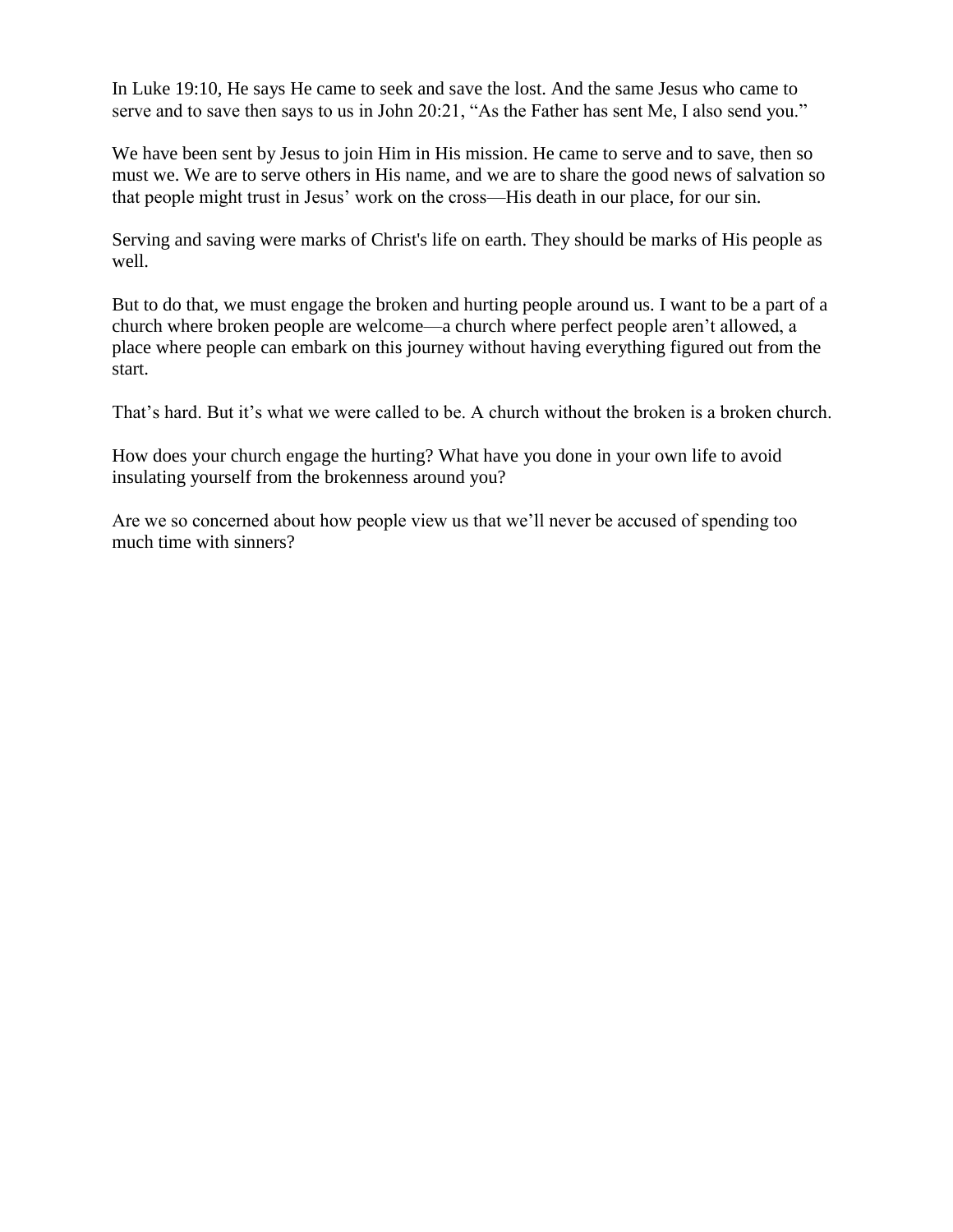In Luke 19:10, He says He came to seek and save the lost. And the same Jesus who came to serve and to save then says to us in John 20:21, “As the Father has sent Me, I also send you.”

We have been sent by Jesus to join Him in His mission. He came to serve and to save, then so must we. We are to serve others in His name, and we are to share the good news of salvation so that people might trust in Jesus’ work on the cross—His death in our place, for our sin.

Serving and saving were marks of Christ's life on earth. They should be marks of His people as well.

But to do that, we must engage the broken and hurting people around us. I want to be a part of a church where broken people are welcome—a church where perfect people aren’t allowed, a place where people can embark on this journey without having everything figured out from the start.

That’s hard. But it’s what we were called to be. A church without the broken is a broken church.

How does your church engage the hurting? What have you done in your own life to avoid insulating yourself from the brokenness around you?

Are we so concerned about how people view us that we’ll never be accused of spending too much time with sinners?